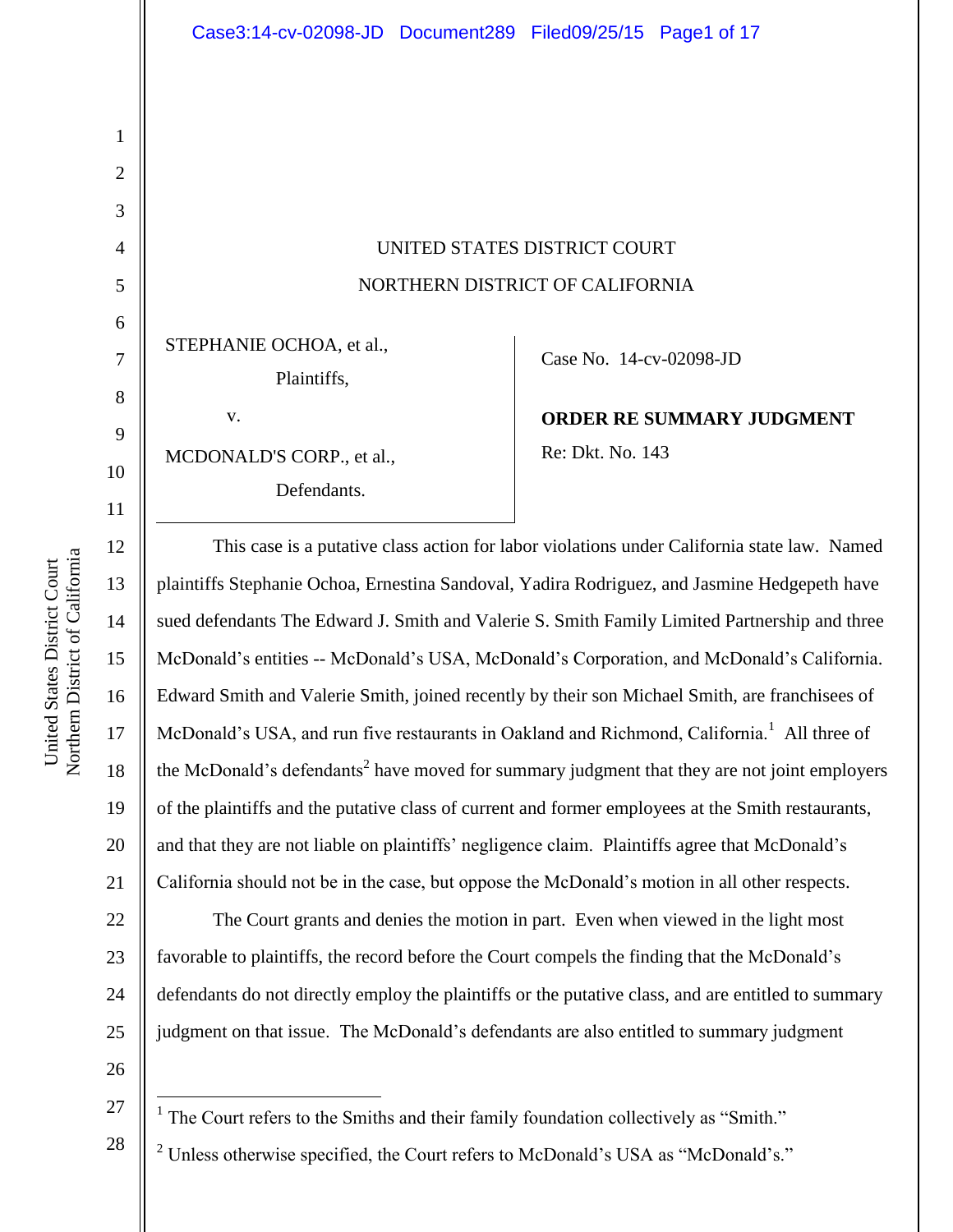UNITED STATES DISTRICT COURT

NORTHERN DISTRICT OF CALIFORNIA

| | |
|---|---|
| STEPHANIE OCHOA, et al., Plaintiffs, v. MCDONALD'S CORP., et al., Defendants. | Case No. 14-cv-02098-JD **ORDER RE SUMMARY JUDGMENT** Re: Dkt. No. 143 |

This case is a putative class action for labor violations under California state law. Named plaintiffs Stephanie Ochoa, Ernestina Sandoval, Yadira Rodriguez, and Jasmine Hedgepeth have sued defendants The Edward J. Smith and Valerie S. Smith Family Limited Partnership and three McDonald's entities -- McDonald's USA, McDonald's Corporation, and McDonald's California. Edward Smith and Valerie Smith, joined recently by their son Michael Smith, are franchisees of McDonald's USA, and run five restaurants in Oakland and Richmond, California.[1] All three of the McDonald's defendants[2] have moved for summary judgment that they are not joint employers of the plaintiffs and the putative class of current and former employees at the Smith restaurants, and that they are not liable on plaintiffs' negligence claim. Plaintiffs agree that McDonald's California should not be in the case, but oppose the McDonald's motion in all other respects.

The Court grants and denies the motion in part. Even when viewed in the light most favorable to plaintiffs, the record before the Court compels the finding that the McDonald's defendants do not directly employ the plaintiffs or the putative class, and are entitled to summary judgment on that issue. The McDonald's defendants are also entitled to summary judgment

---

[1] The Court refers to the Smiths and their family foundation collectively as "Smith."

[2] Unless otherwise specified, the Court refers to McDonald's USA as "McDonald's."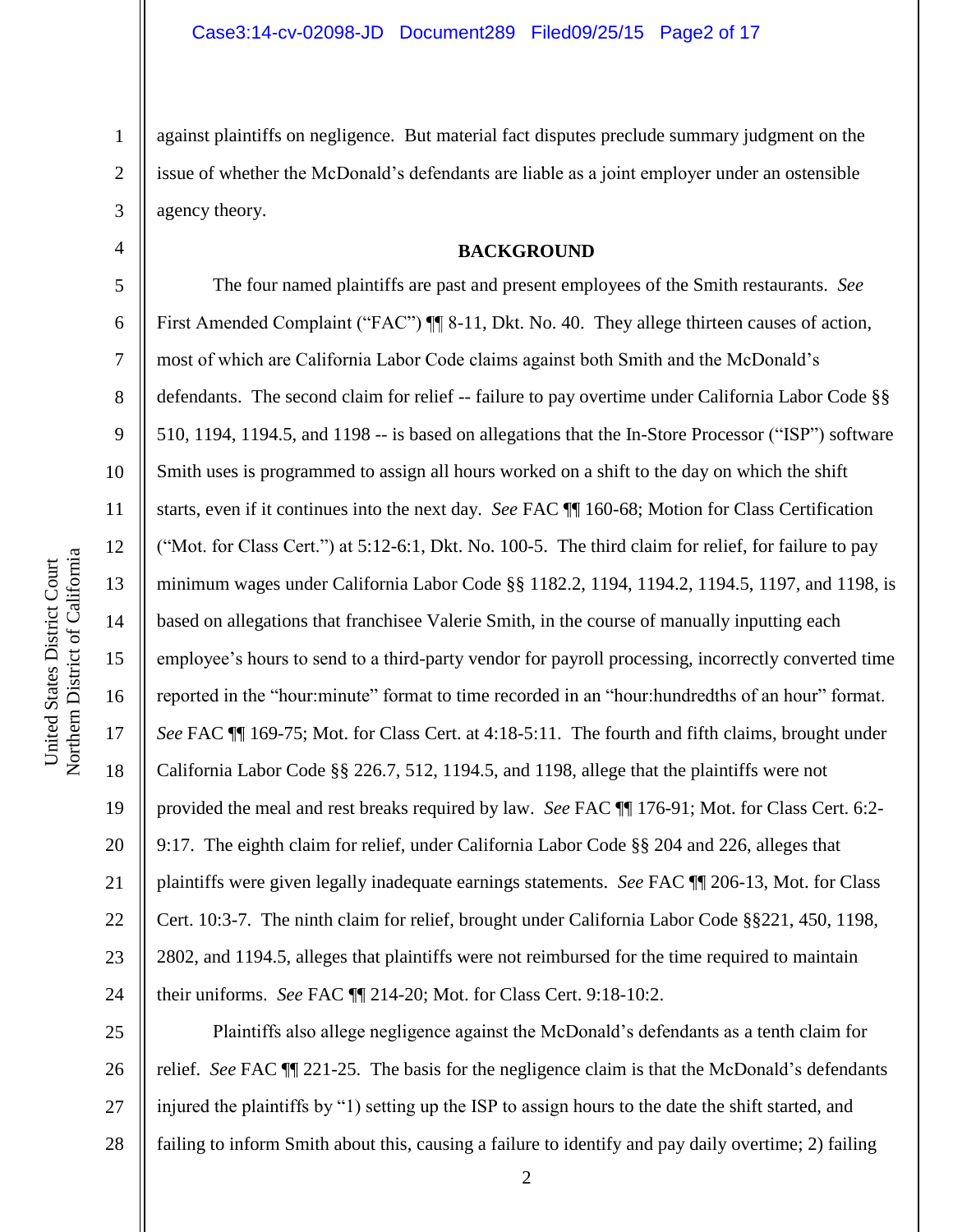against plaintiffs on negligence. But material fact disputes preclude summary judgment on the issue of whether the McDonald's defendants are liable as a joint employer under an ostensible agency theory.

**BACKGROUND**

The four named plaintiffs are past and present employees of the Smith restaurants. *See* First Amended Complaint ("FAC") ¶¶ 8-11, Dkt. No. 40. They allege thirteen causes of action, most of which are California Labor Code claims against both Smith and the McDonald's defendants. The second claim for relief -- failure to pay overtime under California Labor Code §§ 510, 1194, 1194.5, and 1198 -- is based on allegations that the In-Store Processor ("ISP") software Smith uses is programmed to assign all hours worked on a shift to the day on which the shift starts, even if it continues into the next day. *See* FAC ¶¶ 160-68; Motion for Class Certification ("Mot. for Class Cert.") at 5:12-6:1, Dkt. No. 100-5. The third claim for relief, for failure to pay minimum wages under California Labor Code §§ 1182.2, 1194, 1194.2, 1194.5, 1197, and 1198, is based on allegations that franchisee Valerie Smith, in the course of manually inputting each employee's hours to send to a third-party vendor for payroll processing, incorrectly converted time reported in the "hour:minute" format to time recorded in an "hour:hundredths of an hour" format. *See* FAC ¶¶ 169-75; Mot. for Class Cert. at 4:18-5:11. The fourth and fifth claims, brought under California Labor Code §§ 226.7, 512, 1194.5, and 1198, allege that the plaintiffs were not provided the meal and rest breaks required by law. *See* FAC ¶¶ 176-91; Mot. for Class Cert. 6:2-9:17. The eighth claim for relief, under California Labor Code §§ 204 and 226, alleges that plaintiffs were given legally inadequate earnings statements. *See* FAC ¶¶ 206-13, Mot. for Class Cert. 10:3-7. The ninth claim for relief, brought under California Labor Code §§221, 450, 1198, 2802, and 1194.5, alleges that plaintiffs were not reimbursed for the time required to maintain their uniforms. *See* FAC ¶¶ 214-20; Mot. for Class Cert. 9:18-10:2.

Plaintiffs also allege negligence against the McDonald's defendants as a tenth claim for relief. *See* FAC ¶¶ 221-25. The basis for the negligence claim is that the McDonald's defendants injured the plaintiffs by "1) setting up the ISP to assign hours to the date the shift started, and failing to inform Smith about this, causing a failure to identify and pay daily overtime; 2) failing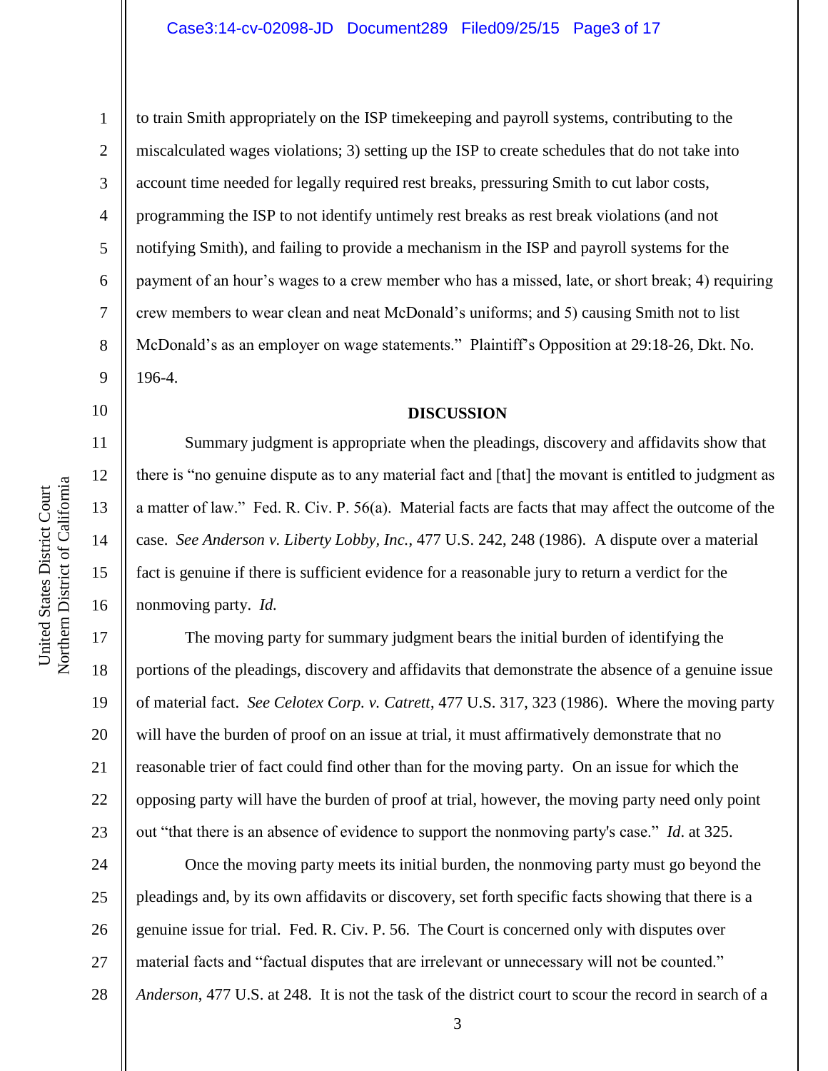to train Smith appropriately on the ISP timekeeping and payroll systems, contributing to the miscalculated wages violations; 3) setting up the ISP to create schedules that do not take into account time needed for legally required rest breaks, pressuring Smith to cut labor costs, programming the ISP to not identify untimely rest breaks as rest break violations (and not notifying Smith), and failing to provide a mechanism in the ISP and payroll systems for the payment of an hour's wages to a crew member who has a missed, late, or short break; 4) requiring crew members to wear clean and neat McDonald's uniforms; and 5) causing Smith not to list McDonald's as an employer on wage statements." Plaintiff's Opposition at 29:18-26, Dkt. No. 196-4.

## DISCUSSION

Summary judgment is appropriate when the pleadings, discovery and affidavits show that there is "no genuine dispute as to any material fact and [that] the movant is entitled to judgment as a matter of law." Fed. R. Civ. P. 56(a). Material facts are facts that may affect the outcome of the case. *See Anderson v. Liberty Lobby, Inc.*, 477 U.S. 242, 248 (1986). A dispute over a material fact is genuine if there is sufficient evidence for a reasonable jury to return a verdict for the nonmoving party. *Id.*

The moving party for summary judgment bears the initial burden of identifying the portions of the pleadings, discovery and affidavits that demonstrate the absence of a genuine issue of material fact. *See Celotex Corp. v. Catrett*, 477 U.S. 317, 323 (1986). Where the moving party will have the burden of proof on an issue at trial, it must affirmatively demonstrate that no reasonable trier of fact could find other than for the moving party. On an issue for which the opposing party will have the burden of proof at trial, however, the moving party need only point out "that there is an absence of evidence to support the nonmoving party's case." *Id.* at 325.

Once the moving party meets its initial burden, the nonmoving party must go beyond the pleadings and, by its own affidavits or discovery, set forth specific facts showing that there is a genuine issue for trial. Fed. R. Civ. P. 56. The Court is concerned only with disputes over material facts and "factual disputes that are irrelevant or unnecessary will not be counted." *Anderson*, 477 U.S. at 248. It is not the task of the district court to scour the record in search of a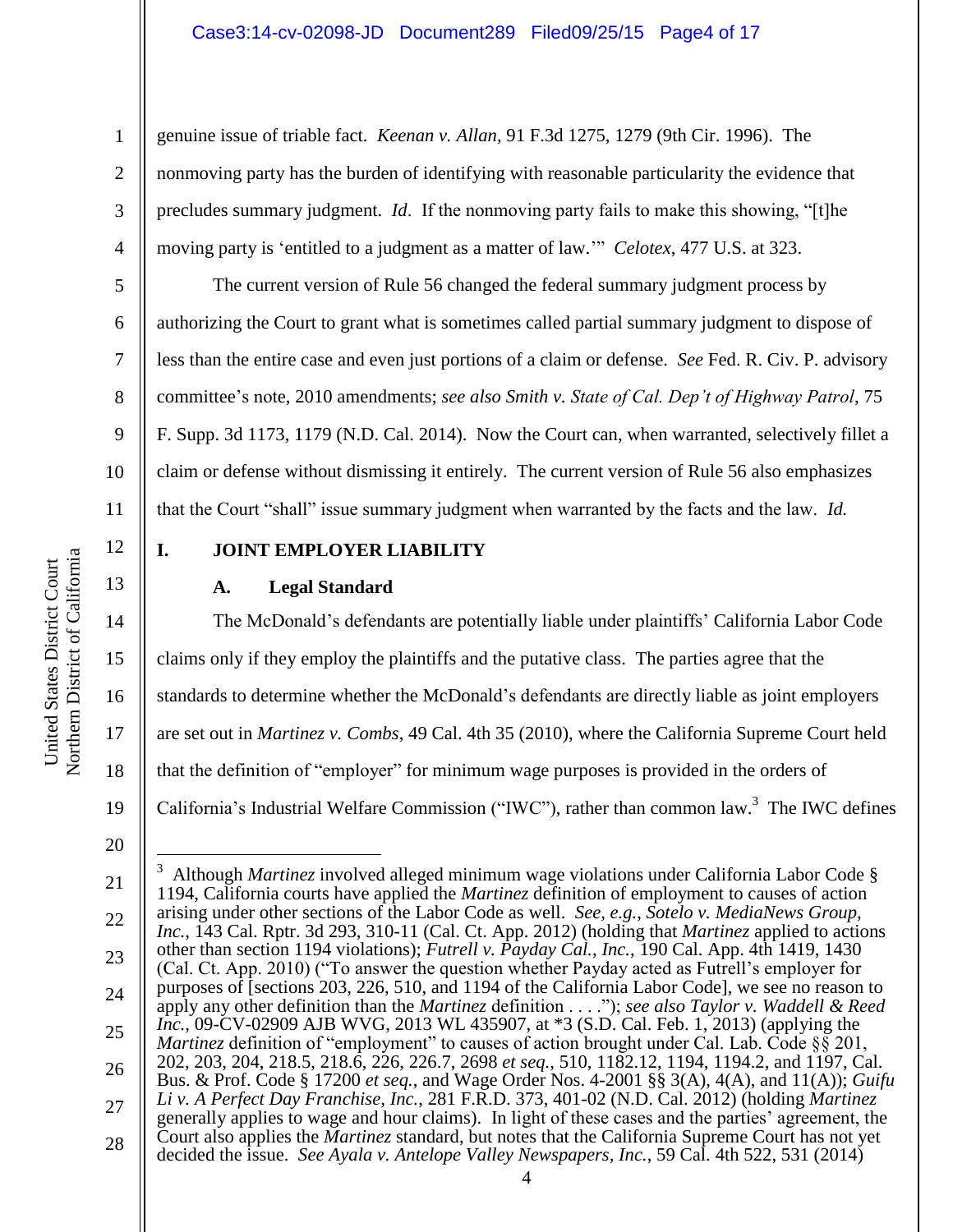genuine issue of triable fact. *Keenan v. Allan*, 91 F.3d 1275, 1279 (9th Cir. 1996). The nonmoving party has the burden of identifying with reasonable particularity the evidence that precludes summary judgment. *Id*. If the nonmoving party fails to make this showing, "[t]he moving party is 'entitled to a judgment as a matter of law.'" *Celotex*, 477 U.S. at 323.

The current version of Rule 56 changed the federal summary judgment process by authorizing the Court to grant what is sometimes called partial summary judgment to dispose of less than the entire case and even just portions of a claim or defense. *See* Fed. R. Civ. P. advisory committee's note, 2010 amendments; *see also Smith v. State of Cal. Dep't of Highway Patrol*, 75 F. Supp. 3d 1173, 1179 (N.D. Cal. 2014). Now the Court can, when warranted, selectively fillet a claim or defense without dismissing it entirely. The current version of Rule 56 also emphasizes that the Court "shall" issue summary judgment when warranted by the facts and the law. *Id.*

## I. JOINT EMPLOYER LIABILITY

### A. Legal Standard

The McDonald's defendants are potentially liable under plaintiffs' California Labor Code claims only if they employ the plaintiffs and the putative class. The parties agree that the standards to determine whether the McDonald's defendants are directly liable as joint employers are set out in *Martinez v. Combs*, 49 Cal. 4th 35 (2010), where the California Supreme Court held that the definition of "employer" for minimum wage purposes is provided in the orders of California's Industrial Welfare Commission ("IWC"), rather than common law.[3] The IWC defines

---

[3] Although *Martinez* involved alleged minimum wage violations under California Labor Code § 1194, California courts have applied the *Martinez* definition of employment to causes of action arising under other sections of the Labor Code as well. *See, e.g.*, *Sotelo v. MediaNews Group, Inc.*, 143 Cal. Rptr. 3d 293, 310-11 (Cal. Ct. App. 2012) (holding that *Martinez* applied to actions other than section 1194 violations); *Futrell v. Payday Cal., Inc.*, 190 Cal. App. 4th 1419, 1430 (Cal. Ct. App. 2010) ("To answer the question whether Payday acted as Futrell's employer for purposes of [sections 203, 226, 510, and 1194 of the California Labor Code], we see no reason to apply any other definition than the *Martinez* definition . . . ."); *see also Taylor v. Waddell & Reed Inc.*, 09-CV-02909 AJB WVG, 2013 WL 435907, at *3 (S.D. Cal. Feb. 1, 2013) (applying the *Martinez* definition of "employment" to causes of action brought under Cal. Lab. Code §§ 201, 202, 203, 204, 218.5, 218.6, 226, 226.7, 2698 *et seq.*, 510, 1182.12, 1194, 1194.2, and 1197, Cal. Bus. & Prof. Code § 17200 *et seq.*, and Wage Order Nos. 4-2001 §§ 3(A), 4(A), and 11(A)); *Guifu Li v. A Perfect Day Franchise, Inc.*, 281 F.R.D. 373, 401-02 (N.D. Cal. 2012) (holding *Martinez* generally applies to wage and hour claims). In light of these cases and the parties' agreement, the Court also applies the *Martinez* standard, but notes that the California Supreme Court has not yet decided the issue. *See Ayala v. Antelope Valley Newspapers, Inc.*, 59 Cal. 4th 522, 531 (2014)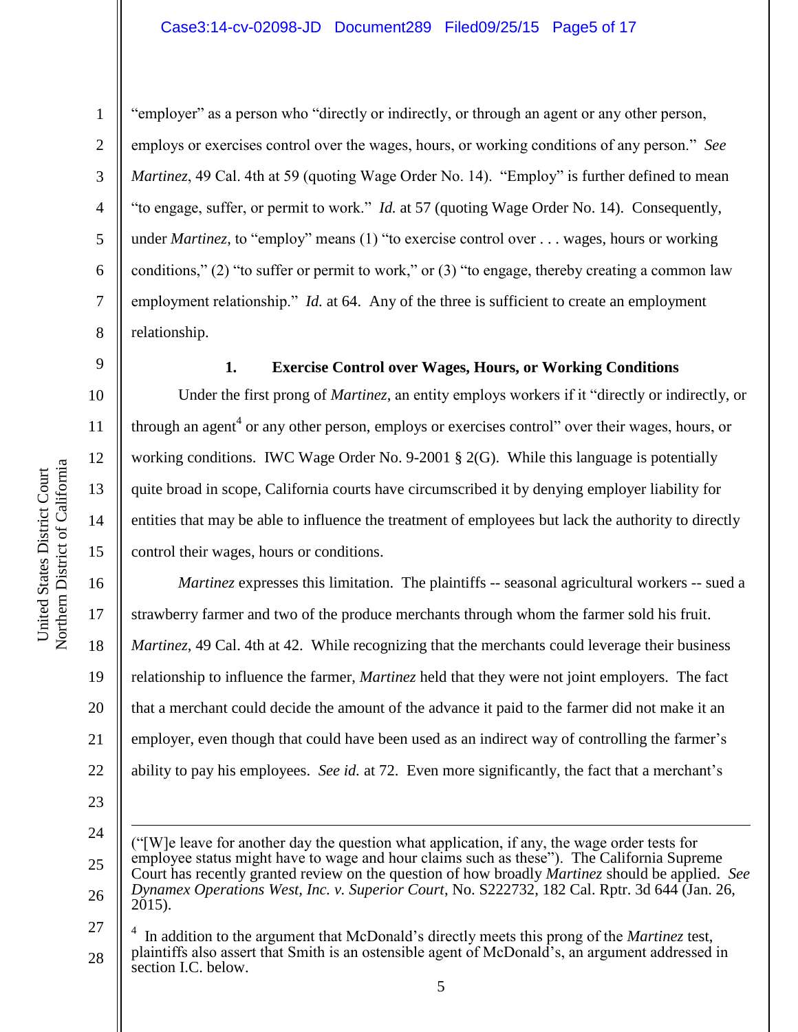"employer" as a person who "directly or indirectly, or through an agent or any other person, employs or exercises control over the wages, hours, or working conditions of any person." *See Martinez*, 49 Cal. 4th at 59 (quoting Wage Order No. 14). "Employ" is further defined to mean "to engage, suffer, or permit to work." *Id.* at 57 (quoting Wage Order No. 14). Consequently, under *Martinez*, to "employ" means (1) "to exercise control over . . . wages, hours or working conditions," (2) "to suffer or permit to work," or (3) "to engage, thereby creating a common law employment relationship." *Id.* at 64. Any of the three is sufficient to create an employment relationship.

### 1. Exercise Control over Wages, Hours, or Working Conditions

Under the first prong of *Martinez*, an entity employs workers if it "directly or indirectly, or through an agent[4] or any other person, employs or exercises control" over their wages, hours, or working conditions. IWC Wage Order No. 9-2001 § 2(G). While this language is potentially quite broad in scope, California courts have circumscribed it by denying employer liability for entities that may be able to influence the treatment of employees but lack the authority to directly control their wages, hours or conditions.

*Martinez* expresses this limitation. The plaintiffs -- seasonal agricultural workers -- sued a strawberry farmer and two of the produce merchants through whom the farmer sold his fruit. *Martinez*, 49 Cal. 4th at 42. While recognizing that the merchants could leverage their business relationship to influence the farmer, *Martinez* held that they were not joint employers. The fact that a merchant could decide the amount of the advance it paid to the farmer did not make it an employer, even though that could have been used as an indirect way of controlling the farmer's ability to pay his employees. *See id.* at 72. Even more significantly, the fact that a merchant's

---

("[W]e leave for another day the question what application, if any, the wage order tests for employee status might have to wage and hour claims such as these"). The California Supreme Court has recently granted review on the question of how broadly *Martinez* should be applied. *See Dynamex Operations West, Inc. v. Superior Court*, No. S222732, 182 Cal. Rptr. 3d 644 (Jan. 26, 2015).

[4] In addition to the argument that McDonald's directly meets this prong of the *Martinez* test, plaintiffs also assert that Smith is an ostensible agent of McDonald's, an argument addressed in section I.C. below.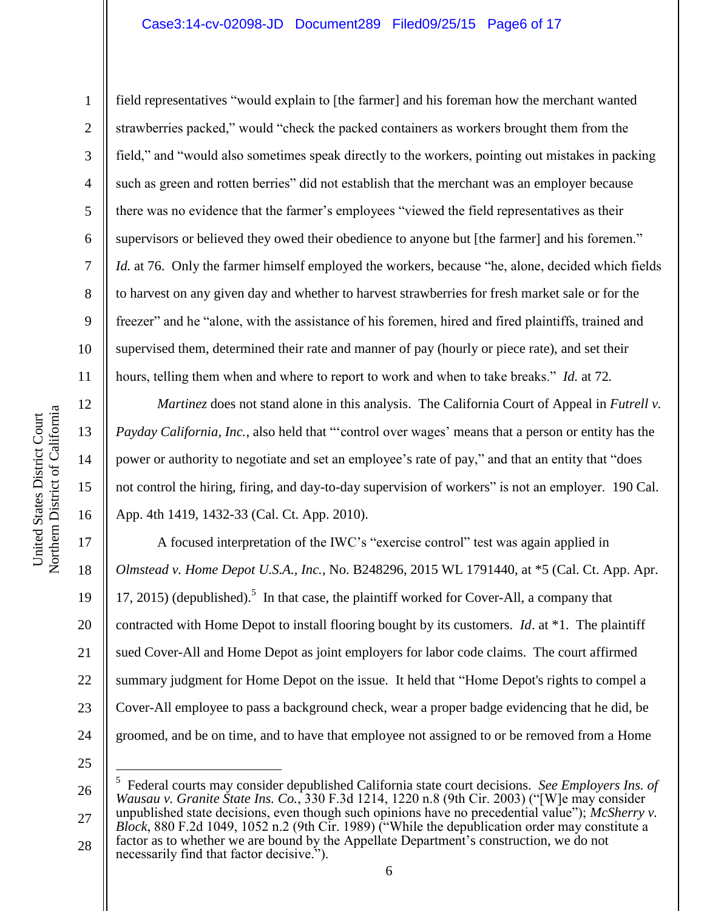field representatives "would explain to [the farmer] and his foreman how the merchant wanted strawberries packed," would "check the packed containers as workers brought them from the field," and "would also sometimes speak directly to the workers, pointing out mistakes in packing such as green and rotten berries" did not establish that the merchant was an employer because there was no evidence that the farmer's employees "viewed the field representatives as their supervisors or believed they owed their obedience to anyone but [the farmer] and his foremen." *Id.* at 76. Only the farmer himself employed the workers, because "he, alone, decided which fields to harvest on any given day and whether to harvest strawberries for fresh market sale or for the freezer" and he "alone, with the assistance of his foremen, hired and fired plaintiffs, trained and supervised them, determined their rate and manner of pay (hourly or piece rate), and set their hours, telling them when and where to report to work and when to take breaks." *Id.* at 72.

*Martinez* does not stand alone in this analysis. The California Court of Appeal in *Futrell v. Payday California, Inc.*, also held that "'control over wages' means that a person or entity has the power or authority to negotiate and set an employee's rate of pay," and that an entity that "does not control the hiring, firing, and day-to-day supervision of workers" is not an employer. 190 Cal. App. 4th 1419, 1432-33 (Cal. Ct. App. 2010).

A focused interpretation of the IWC's "exercise control" test was again applied in *Olmstead v. Home Depot U.S.A., Inc.*, No. B248296, 2015 WL 1791440, at *5 (Cal. Ct. App. Apr. 17, 2015) (depublished).[5] In that case, the plaintiff worked for Cover-All, a company that contracted with Home Depot to install flooring bought by its customers. *Id*. at *1. The plaintiff sued Cover-All and Home Depot as joint employers for labor code claims. The court affirmed summary judgment for Home Depot on the issue. It held that "Home Depot's rights to compel a Cover-All employee to pass a background check, wear a proper badge evidencing that he did, be groomed, and be on time, and to have that employee not assigned to or be removed from a Home

---

[5] Federal courts may consider depublished California state court decisions. *See Employers Ins. of Wausau v. Granite State Ins. Co.*, 330 F.3d 1214, 1220 n.8 (9th Cir. 2003) ("[W]e may consider unpublished state decisions, even though such opinions have no precedential value"); *McSherry v. Block*, 880 F.2d 1049, 1052 n.2 (9th Cir. 1989) ("While the depublication order may constitute a factor as to whether we are bound by the Appellate Department's construction, we do not necessarily find that factor decisive.").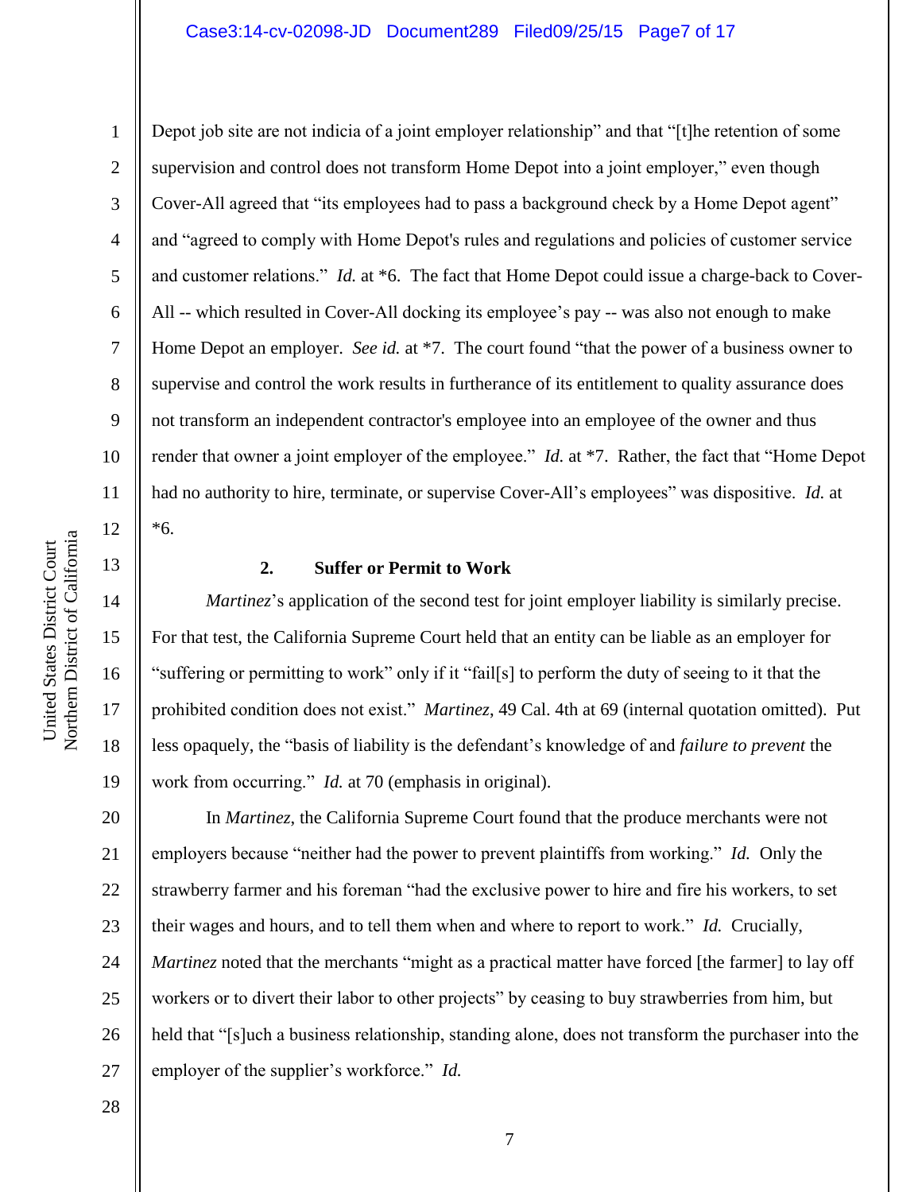Depot job site are not indicia of a joint employer relationship" and that "[t]he retention of some supervision and control does not transform Home Depot into a joint employer," even though Cover-All agreed that "its employees had to pass a background check by a Home Depot agent" and "agreed to comply with Home Depot's rules and regulations and policies of customer service and customer relations." *Id.* at *6. The fact that Home Depot could issue a charge-back to Cover-All -- which resulted in Cover-All docking its employee's pay -- was also not enough to make Home Depot an employer. *See id.* at *7. The court found "that the power of a business owner to supervise and control the work results in furtherance of its entitlement to quality assurance does not transform an independent contractor's employee into an employee of the owner and thus render that owner a joint employer of the employee." *Id.* at *7. Rather, the fact that "Home Depot had no authority to hire, terminate, or supervise Cover-All's employees" was dispositive. *Id.* at *6.

### 2. Suffer or Permit to Work

*Martinez*'s application of the second test for joint employer liability is similarly precise. For that test, the California Supreme Court held that an entity can be liable as an employer for "suffering or permitting to work" only if it "fail[s] to perform the duty of seeing to it that the prohibited condition does not exist." *Martinez*, 49 Cal. 4th at 69 (internal quotation omitted). Put less opaquely, the "basis of liability is the defendant's knowledge of and *failure to prevent* the work from occurring." *Id.* at 70 (emphasis in original).

In *Martinez*, the California Supreme Court found that the produce merchants were not employers because "neither had the power to prevent plaintiffs from working." *Id.* Only the strawberry farmer and his foreman "had the exclusive power to hire and fire his workers, to set their wages and hours, and to tell them when and where to report to work." *Id.* Crucially, *Martinez* noted that the merchants "might as a practical matter have forced [the farmer] to lay off workers or to divert their labor to other projects" by ceasing to buy strawberries from him, but held that "[s]uch a business relationship, standing alone, does not transform the purchaser into the employer of the supplier's workforce." *Id.*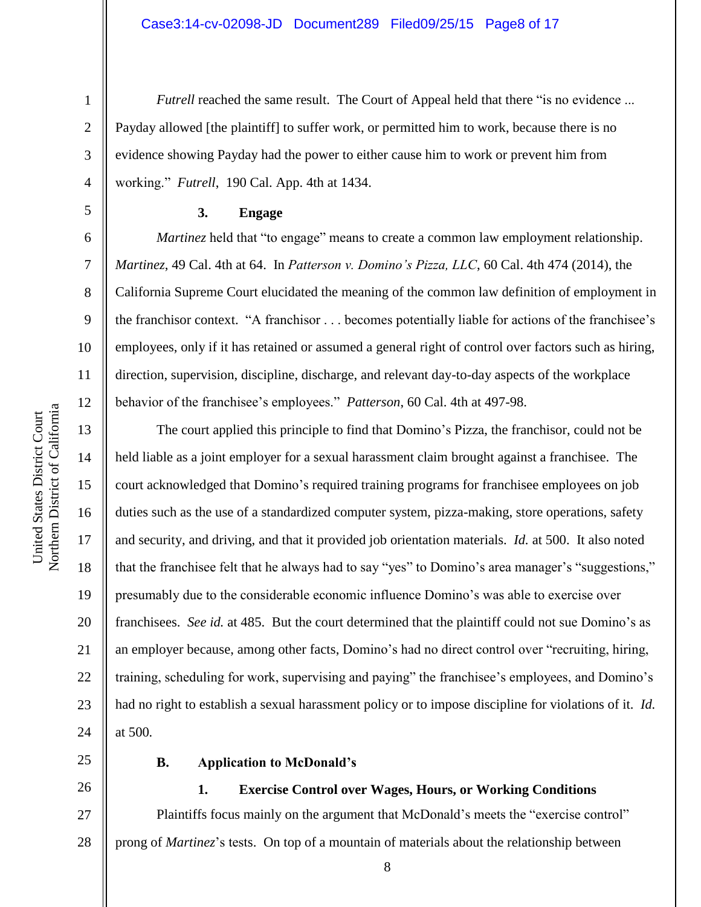*Futrell* reached the same result. The Court of Appeal held that there "is no evidence ... Payday allowed [the plaintiff] to suffer work, or permitted him to work, because there is no evidence showing Payday had the power to either cause him to work or prevent him from working." *Futrell*, 190 Cal. App. 4th at 1434.

### 3. Engage

*Martinez* held that "to engage" means to create a common law employment relationship. *Martinez*, 49 Cal. 4th at 64. In *Patterson v. Domino's Pizza, LLC*, 60 Cal. 4th 474 (2014), the California Supreme Court elucidated the meaning of the common law definition of employment in the franchisor context. "A franchisor . . . becomes potentially liable for actions of the franchisee's employees, only if it has retained or assumed a general right of control over factors such as hiring, direction, supervision, discipline, discharge, and relevant day-to-day aspects of the workplace behavior of the franchisee's employees." *Patterson*, 60 Cal. 4th at 497-98.

The court applied this principle to find that Domino's Pizza, the franchisor, could not be held liable as a joint employer for a sexual harassment claim brought against a franchisee. The court acknowledged that Domino's required training programs for franchisee employees on job duties such as the use of a standardized computer system, pizza-making, store operations, safety and security, and driving, and that it provided job orientation materials. *Id.* at 500. It also noted that the franchisee felt that he always had to say "yes" to Domino's area manager's "suggestions," presumably due to the considerable economic influence Domino's was able to exercise over franchisees. *See id.* at 485. But the court determined that the plaintiff could not sue Domino's as an employer because, among other facts, Domino's had no direct control over "recruiting, hiring, training, scheduling for work, supervising and paying" the franchisee's employees, and Domino's had no right to establish a sexual harassment policy or to impose discipline for violations of it. *Id.* at 500.

## B. Application to McDonald's

### 1. Exercise Control over Wages, Hours, or Working Conditions

Plaintiffs focus mainly on the argument that McDonald's meets the "exercise control" prong of *Martinez*'s tests. On top of a mountain of materials about the relationship between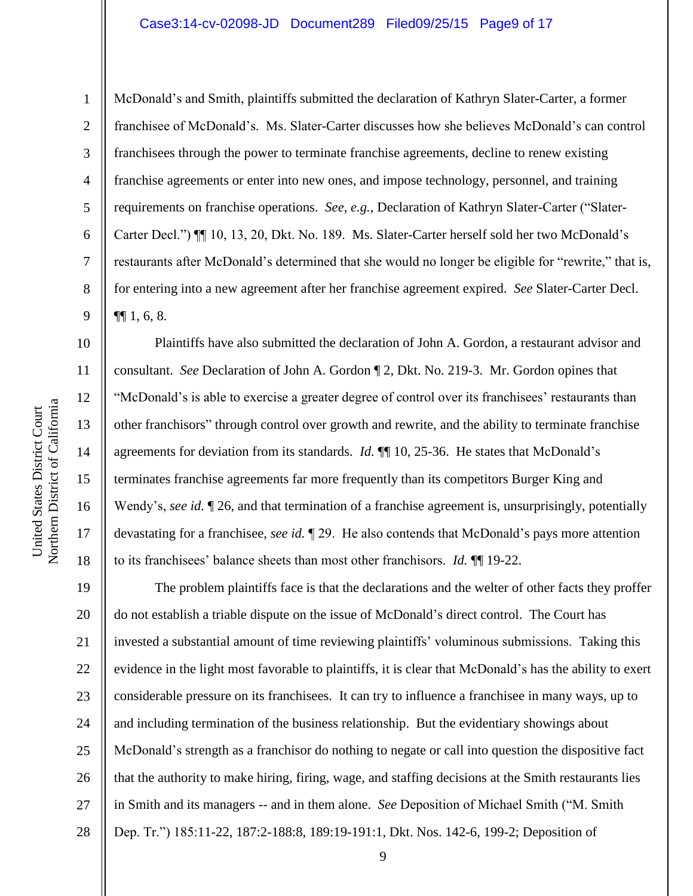McDonald's and Smith, plaintiffs submitted the declaration of Kathryn Slater-Carter, a former franchisee of McDonald's. Ms. Slater-Carter discusses how she believes McDonald's can control franchisees through the power to terminate franchise agreements, decline to renew existing franchise agreements or enter into new ones, and impose technology, personnel, and training requirements on franchise operations. *See, e.g.*, Declaration of Kathryn Slater-Carter ("Slater-Carter Decl.") ¶¶ 10, 13, 20, Dkt. No. 189. Ms. Slater-Carter herself sold her two McDonald's restaurants after McDonald's determined that she would no longer be eligible for "rewrite," that is, for entering into a new agreement after her franchise agreement expired. *See* Slater-Carter Decl. ¶¶ 1, 6, 8.

Plaintiffs have also submitted the declaration of John A. Gordon, a restaurant advisor and consultant. *See* Declaration of John A. Gordon ¶ 2, Dkt. No. 219-3. Mr. Gordon opines that "McDonald's is able to exercise a greater degree of control over its franchisees' restaurants than other franchisors" through control over growth and rewrite, and the ability to terminate franchise agreements for deviation from its standards. *Id.* ¶¶ 10, 25-36. He states that McDonald's terminates franchise agreements far more frequently than its competitors Burger King and Wendy's, *see id.* ¶ 26, and that termination of a franchise agreement is, unsurprisingly, potentially devastating for a franchisee, *see id.* ¶ 29. He also contends that McDonald's pays more attention to its franchisees' balance sheets than most other franchisors. *Id.* ¶¶ 19-22.

The problem plaintiffs face is that the declarations and the welter of other facts they proffer do not establish a triable dispute on the issue of McDonald's direct control. The Court has invested a substantial amount of time reviewing plaintiffs' voluminous submissions. Taking this evidence in the light most favorable to plaintiffs, it is clear that McDonald's has the ability to exert considerable pressure on its franchisees. It can try to influence a franchisee in many ways, up to and including termination of the business relationship. But the evidentiary showings about McDonald's strength as a franchisor do nothing to negate or call into question the dispositive fact that the authority to make hiring, firing, wage, and staffing decisions at the Smith restaurants lies in Smith and its managers -- and in them alone. *See* Deposition of Michael Smith ("M. Smith Dep. Tr.") 185:11-22, 187:2-188:8, 189:19-191:1, Dkt. Nos. 142-6, 199-2; Deposition of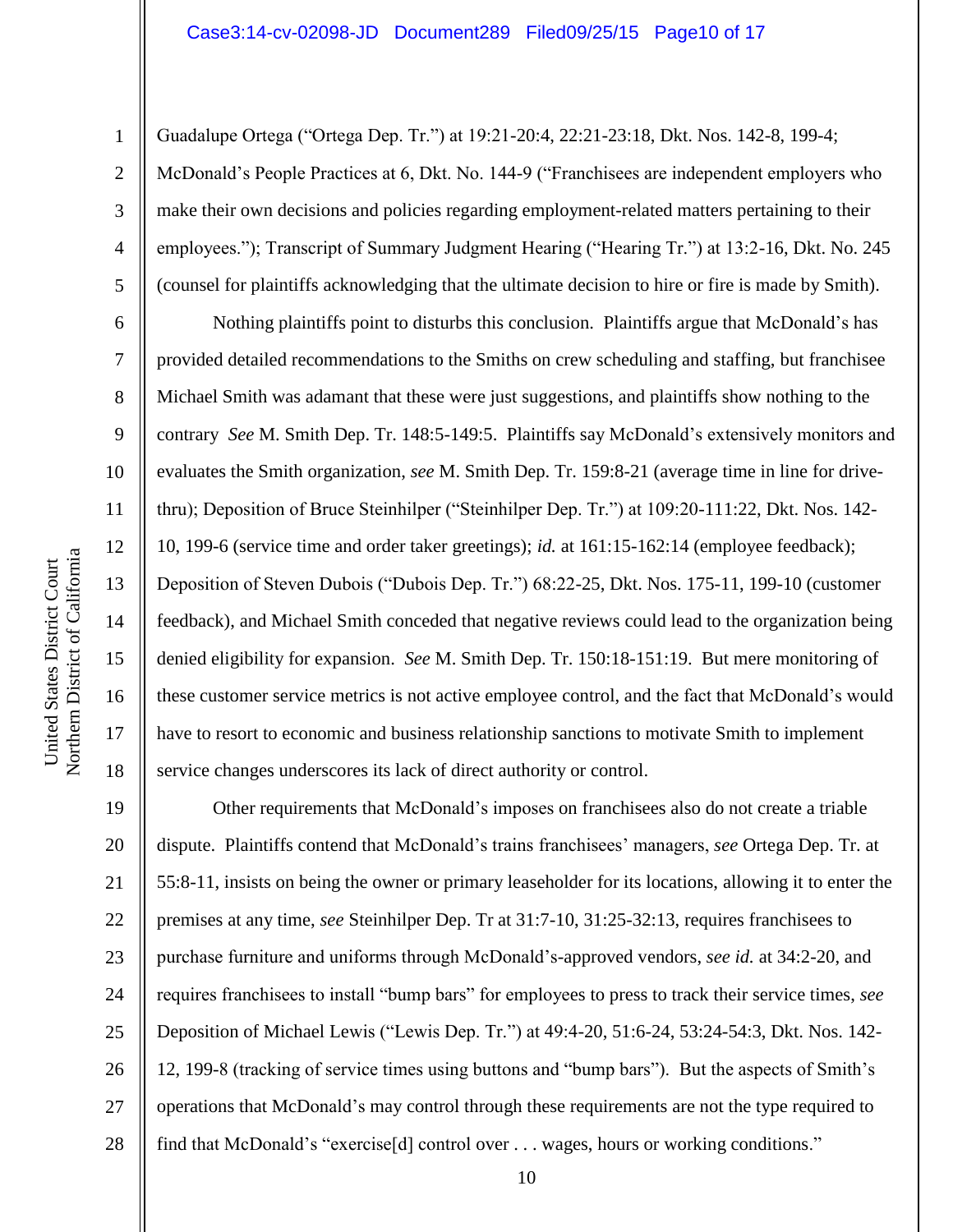Guadalupe Ortega ("Ortega Dep. Tr.") at 19:21-20:4, 22:21-23:18, Dkt. Nos. 142-8, 199-4; McDonald's People Practices at 6, Dkt. No. 144-9 ("Franchisees are independent employers who make their own decisions and policies regarding employment-related matters pertaining to their employees."); Transcript of Summary Judgment Hearing ("Hearing Tr.") at 13:2-16, Dkt. No. 245 (counsel for plaintiffs acknowledging that the ultimate decision to hire or fire is made by Smith).

Nothing plaintiffs point to disturbs this conclusion. Plaintiffs argue that McDonald's has provided detailed recommendations to the Smiths on crew scheduling and staffing, but franchisee Michael Smith was adamant that these were just suggestions, and plaintiffs show nothing to the contrary *See* M. Smith Dep. Tr. 148:5-149:5. Plaintiffs say McDonald's extensively monitors and evaluates the Smith organization, *see* M. Smith Dep. Tr. 159:8-21 (average time in line for drive-thru); Deposition of Bruce Steinhilper ("Steinhilper Dep. Tr.") at 109:20-111:22, Dkt. Nos. 142-10, 199-6 (service time and order taker greetings); *id.* at 161:15-162:14 (employee feedback); Deposition of Steven Dubois ("Dubois Dep. Tr.") 68:22-25, Dkt. Nos. 175-11, 199-10 (customer feedback), and Michael Smith conceded that negative reviews could lead to the organization being denied eligibility for expansion. *See* M. Smith Dep. Tr. 150:18-151:19. But mere monitoring of these customer service metrics is not active employee control, and the fact that McDonald's would have to resort to economic and business relationship sanctions to motivate Smith to implement service changes underscores its lack of direct authority or control.

Other requirements that McDonald's imposes on franchisees also do not create a triable dispute. Plaintiffs contend that McDonald's trains franchisees' managers, *see* Ortega Dep. Tr. at 55:8-11, insists on being the owner or primary leaseholder for its locations, allowing it to enter the premises at any time, *see* Steinhilper Dep. Tr at 31:7-10, 31:25-32:13, requires franchisees to purchase furniture and uniforms through McDonald's-approved vendors, *see id.* at 34:2-20, and requires franchisees to install "bump bars" for employees to press to track their service times, *see* Deposition of Michael Lewis ("Lewis Dep. Tr.") at 49:4-20, 51:6-24, 53:24-54:3, Dkt. Nos. 142-12, 199-8 (tracking of service times using buttons and "bump bars"). But the aspects of Smith's operations that McDonald's may control through these requirements are not the type required to find that McDonald's "exercise[d] control over . . . wages, hours or working conditions."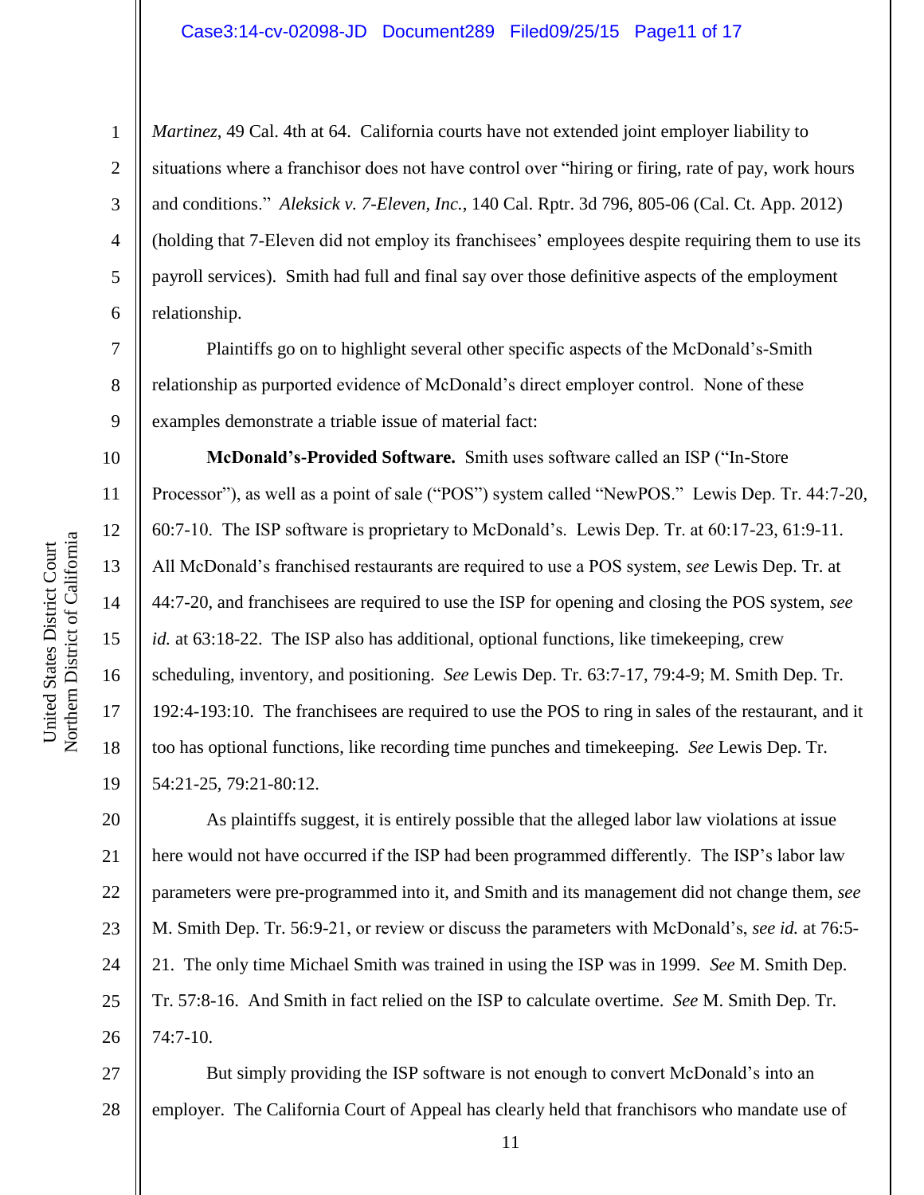*Martinez*, 49 Cal. 4th at 64. California courts have not extended joint employer liability to situations where a franchisor does not have control over "hiring or firing, rate of pay, work hours and conditions." *Aleksick v. 7-Eleven, Inc.*, 140 Cal. Rptr. 3d 796, 805-06 (Cal. Ct. App. 2012) (holding that 7-Eleven did not employ its franchisees' employees despite requiring them to use its payroll services). Smith had full and final say over those definitive aspects of the employment relationship.

Plaintiffs go on to highlight several other specific aspects of the McDonald's-Smith relationship as purported evidence of McDonald's direct employer control. None of these examples demonstrate a triable issue of material fact:

**McDonald's-Provided Software.** Smith uses software called an ISP ("In-Store Processor"), as well as a point of sale ("POS") system called "NewPOS." Lewis Dep. Tr. 44:7-20, 60:7-10. The ISP software is proprietary to McDonald's. Lewis Dep. Tr. at 60:17-23, 61:9-11. All McDonald's franchised restaurants are required to use a POS system, *see* Lewis Dep. Tr. at 44:7-20, and franchisees are required to use the ISP for opening and closing the POS system, *see id.* at 63:18-22. The ISP also has additional, optional functions, like timekeeping, crew scheduling, inventory, and positioning. *See* Lewis Dep. Tr. 63:7-17, 79:4-9; M. Smith Dep. Tr. 192:4-193:10. The franchisees are required to use the POS to ring in sales of the restaurant, and it too has optional functions, like recording time punches and timekeeping. *See* Lewis Dep. Tr. 54:21-25, 79:21-80:12.

As plaintiffs suggest, it is entirely possible that the alleged labor law violations at issue here would not have occurred if the ISP had been programmed differently. The ISP's labor law parameters were pre-programmed into it, and Smith and its management did not change them, *see* M. Smith Dep. Tr. 56:9-21, or review or discuss the parameters with McDonald's, *see id.* at 76:5-21. The only time Michael Smith was trained in using the ISP was in 1999. *See* M. Smith Dep. Tr. 57:8-16. And Smith in fact relied on the ISP to calculate overtime. *See* M. Smith Dep. Tr. 74:7-10.

But simply providing the ISP software is not enough to convert McDonald's into an employer. The California Court of Appeal has clearly held that franchisors who mandate use of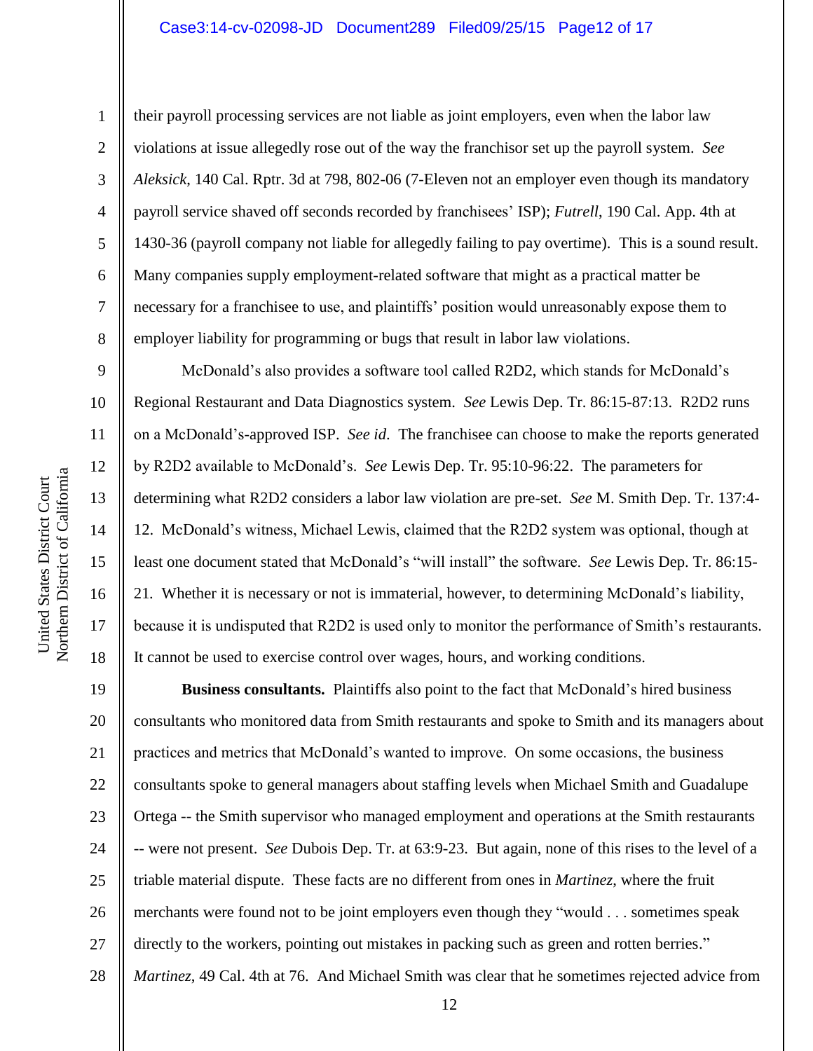their payroll processing services are not liable as joint employers, even when the labor law violations at issue allegedly rose out of the way the franchisor set up the payroll system. *See Aleksick*, 140 Cal. Rptr. 3d at 798, 802-06 (7-Eleven not an employer even though its mandatory payroll service shaved off seconds recorded by franchisees' ISP); *Futrell*, 190 Cal. App. 4th at 1430-36 (payroll company not liable for allegedly failing to pay overtime). This is a sound result. Many companies supply employment-related software that might as a practical matter be necessary for a franchisee to use, and plaintiffs' position would unreasonably expose them to employer liability for programming or bugs that result in labor law violations.

McDonald's also provides a software tool called R2D2, which stands for McDonald's Regional Restaurant and Data Diagnostics system. *See* Lewis Dep. Tr. 86:15-87:13. R2D2 runs on a McDonald's-approved ISP. *See id.* The franchisee can choose to make the reports generated by R2D2 available to McDonald's. *See* Lewis Dep. Tr. 95:10-96:22. The parameters for determining what R2D2 considers a labor law violation are pre-set. *See* M. Smith Dep. Tr. 137:4-12. McDonald's witness, Michael Lewis, claimed that the R2D2 system was optional, though at least one document stated that McDonald's "will install" the software. *See* Lewis Dep. Tr. 86:15-21. Whether it is necessary or not is immaterial, however, to determining McDonald's liability, because it is undisputed that R2D2 is used only to monitor the performance of Smith's restaurants. It cannot be used to exercise control over wages, hours, and working conditions.

**Business consultants.** Plaintiffs also point to the fact that McDonald's hired business consultants who monitored data from Smith restaurants and spoke to Smith and its managers about practices and metrics that McDonald's wanted to improve. On some occasions, the business consultants spoke to general managers about staffing levels when Michael Smith and Guadalupe Ortega -- the Smith supervisor who managed employment and operations at the Smith restaurants -- were not present. *See* Dubois Dep. Tr. at 63:9-23. But again, none of this rises to the level of a triable material dispute. These facts are no different from ones in *Martinez*, where the fruit merchants were found not to be joint employers even though they "would . . . sometimes speak directly to the workers, pointing out mistakes in packing such as green and rotten berries." *Martinez*, 49 Cal. 4th at 76. And Michael Smith was clear that he sometimes rejected advice from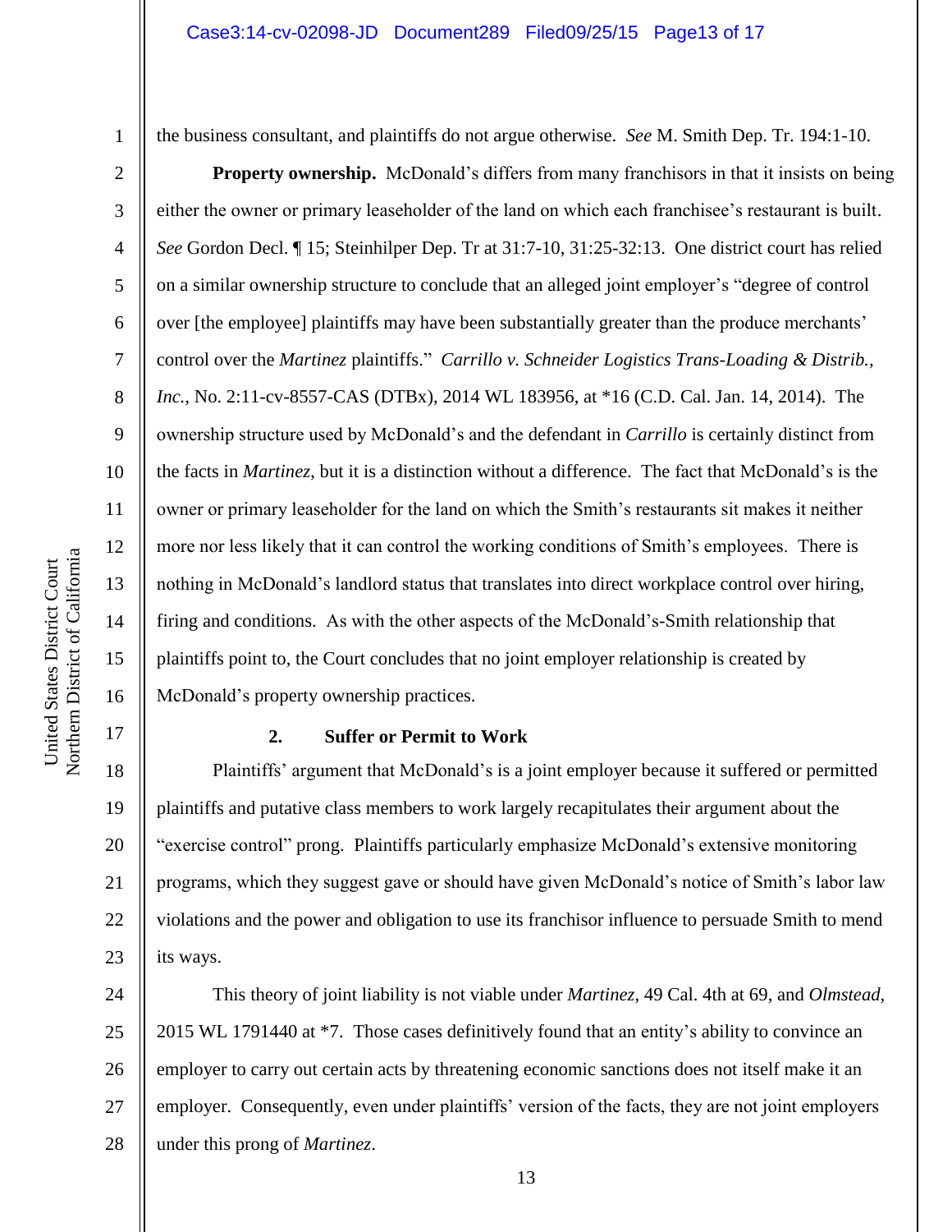the business consultant, and plaintiffs do not argue otherwise. *See* M. Smith Dep. Tr. 194:1-10.

**Property ownership.** McDonald's differs from many franchisors in that it insists on being either the owner or primary leaseholder of the land on which each franchisee's restaurant is built. *See* Gordon Decl. ¶ 15; Steinhilper Dep. Tr at 31:7-10, 31:25-32:13. One district court has relied on a similar ownership structure to conclude that an alleged joint employer's "degree of control over [the employee] plaintiffs may have been substantially greater than the produce merchants' control over the *Martinez* plaintiffs." *Carrillo v. Schneider Logistics Trans-Loading & Distrib., Inc.*, No. 2:11-cv-8557-CAS (DTBx), 2014 WL 183956, at *16 (C.D. Cal. Jan. 14, 2014). The ownership structure used by McDonald's and the defendant in *Carrillo* is certainly distinct from the facts in *Martinez*, but it is a distinction without a difference. The fact that McDonald's is the owner or primary leaseholder for the land on which the Smith's restaurants sit makes it neither more nor less likely that it can control the working conditions of Smith's employees. There is nothing in McDonald's landlord status that translates into direct workplace control over hiring, firing and conditions. As with the other aspects of the McDonald's-Smith relationship that plaintiffs point to, the Court concludes that no joint employer relationship is created by McDonald's property ownership practices.

### 2. Suffer or Permit to Work

Plaintiffs' argument that McDonald's is a joint employer because it suffered or permitted plaintiffs and putative class members to work largely recapitulates their argument about the "exercise control" prong. Plaintiffs particularly emphasize McDonald's extensive monitoring programs, which they suggest gave or should have given McDonald's notice of Smith's labor law violations and the power and obligation to use its franchisor influence to persuade Smith to mend its ways.

This theory of joint liability is not viable under *Martinez*, 49 Cal. 4th at 69, and *Olmstead*, 2015 WL 1791440 at *7. Those cases definitively found that an entity's ability to convince an employer to carry out certain acts by threatening economic sanctions does not itself make it an employer. Consequently, even under plaintiffs' version of the facts, they are not joint employers under this prong of *Martinez*.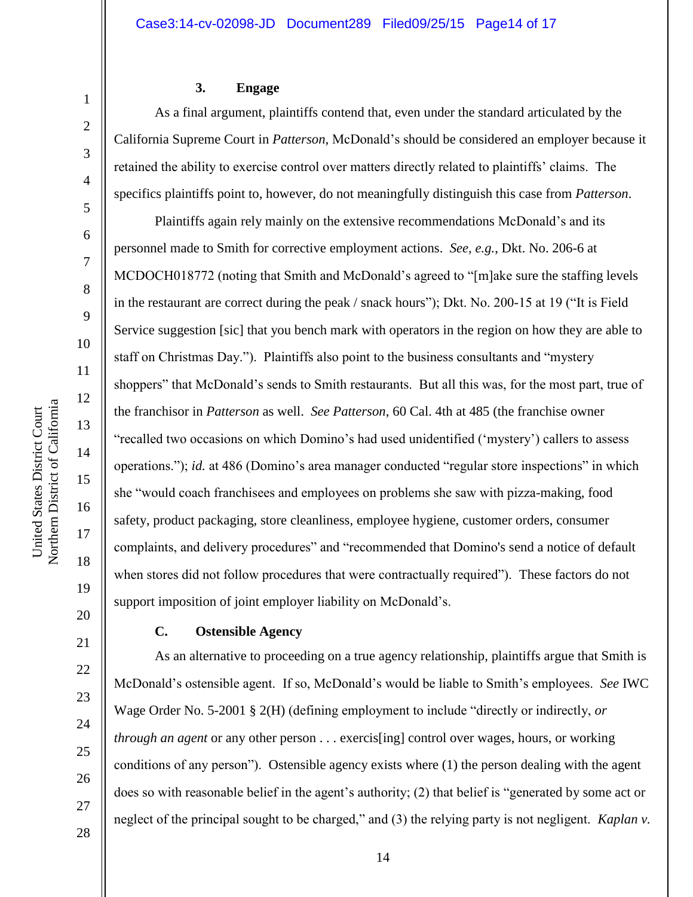### 3. Engage

As a final argument, plaintiffs contend that, even under the standard articulated by the California Supreme Court in *Patterson*, McDonald's should be considered an employer because it retained the ability to exercise control over matters directly related to plaintiffs' claims. The specifics plaintiffs point to, however, do not meaningfully distinguish this case from *Patterson*.

Plaintiffs again rely mainly on the extensive recommendations McDonald's and its personnel made to Smith for corrective employment actions. *See, e.g.*, Dkt. No. 206-6 at MCDOCH018772 (noting that Smith and McDonald's agreed to "[m]ake sure the staffing levels in the restaurant are correct during the peak / snack hours"); Dkt. No. 200-15 at 19 ("It is Field Service suggestion [sic] that you bench mark with operators in the region on how they are able to staff on Christmas Day."). Plaintiffs also point to the business consultants and "mystery shoppers" that McDonald's sends to Smith restaurants. But all this was, for the most part, true of the franchisor in *Patterson* as well. *See Patterson*, 60 Cal. 4th at 485 (the franchise owner "recalled two occasions on which Domino's had used unidentified ('mystery') callers to assess operations."); *id.* at 486 (Domino's area manager conducted "regular store inspections" in which she "would coach franchisees and employees on problems she saw with pizza-making, food safety, product packaging, store cleanliness, employee hygiene, customer orders, consumer complaints, and delivery procedures" and "recommended that Domino's send a notice of default when stores did not follow procedures that were contractually required"). These factors do not support imposition of joint employer liability on McDonald's.

## C. Ostensible Agency

As an alternative to proceeding on a true agency relationship, plaintiffs argue that Smith is McDonald's ostensible agent. If so, McDonald's would be liable to Smith's employees. *See* IWC Wage Order No. 5-2001 § 2(H) (defining employment to include "directly or indirectly, *or through an agent* or any other person . . . exercis[ing] control over wages, hours, or working conditions of any person"). Ostensible agency exists where (1) the person dealing with the agent does so with reasonable belief in the agent's authority; (2) that belief is "generated by some act or neglect of the principal sought to be charged," and (3) the relying party is not negligent. *Kaplan v.*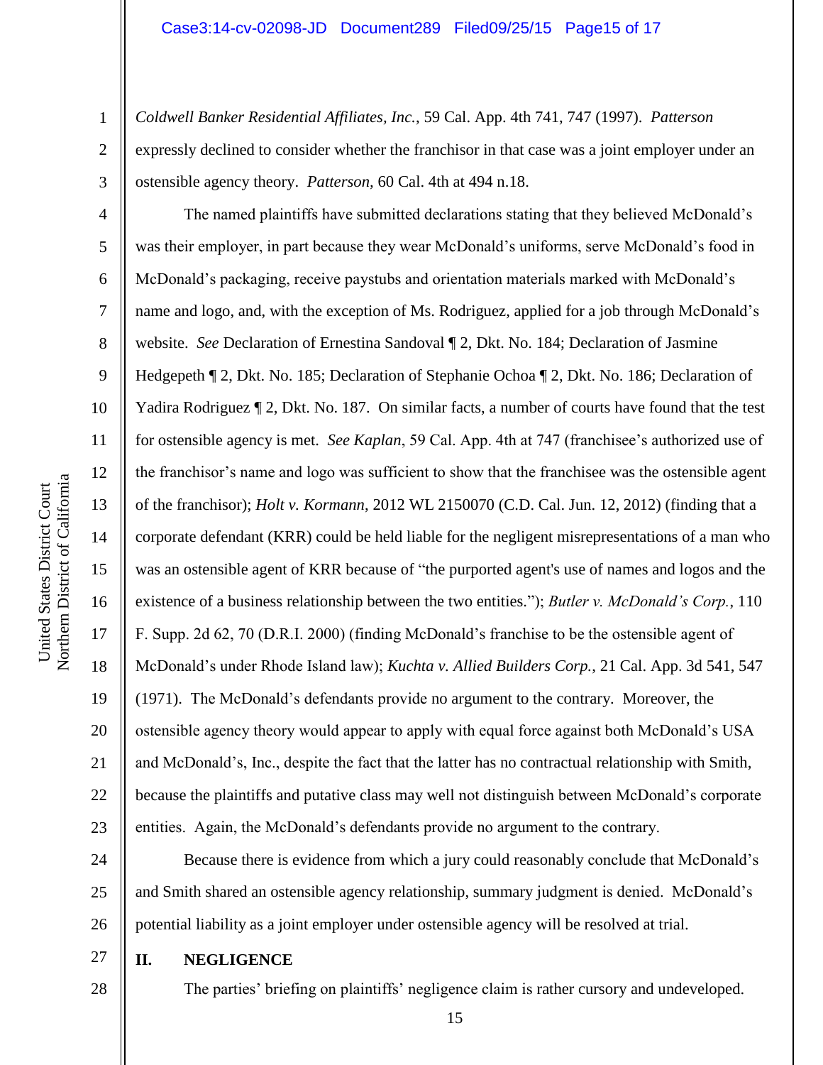*Coldwell Banker Residential Affiliates, Inc.*, 59 Cal. App. 4th 741, 747 (1997). *Patterson* expressly declined to consider whether the franchisor in that case was a joint employer under an ostensible agency theory. *Patterson,* 60 Cal. 4th at 494 n.18.

The named plaintiffs have submitted declarations stating that they believed McDonald's was their employer, in part because they wear McDonald's uniforms, serve McDonald's food in McDonald's packaging, receive paystubs and orientation materials marked with McDonald's name and logo, and, with the exception of Ms. Rodriguez, applied for a job through McDonald's website. *See* Declaration of Ernestina Sandoval ¶ 2, Dkt. No. 184; Declaration of Jasmine Hedgepeth ¶ 2, Dkt. No. 185; Declaration of Stephanie Ochoa ¶ 2, Dkt. No. 186; Declaration of Yadira Rodriguez ¶ 2, Dkt. No. 187. On similar facts, a number of courts have found that the test for ostensible agency is met. *See Kaplan*, 59 Cal. App. 4th at 747 (franchisee's authorized use of the franchisor's name and logo was sufficient to show that the franchisee was the ostensible agent of the franchisor); *Holt v. Kormann*, 2012 WL 2150070 (C.D. Cal. Jun. 12, 2012) (finding that a corporate defendant (KRR) could be held liable for the negligent misrepresentations of a man who was an ostensible agent of KRR because of "the purported agent's use of names and logos and the existence of a business relationship between the two entities."); *Butler v. McDonald's Corp.*, 110 F. Supp. 2d 62, 70 (D.R.I. 2000) (finding McDonald's franchise to be the ostensible agent of McDonald's under Rhode Island law); *Kuchta v. Allied Builders Corp.*, 21 Cal. App. 3d 541, 547 (1971). The McDonald's defendants provide no argument to the contrary. Moreover, the ostensible agency theory would appear to apply with equal force against both McDonald's USA and McDonald's, Inc., despite the fact that the latter has no contractual relationship with Smith, because the plaintiffs and putative class may well not distinguish between McDonald's corporate entities. Again, the McDonald's defendants provide no argument to the contrary.

Because there is evidence from which a jury could reasonably conclude that McDonald's and Smith shared an ostensible agency relationship, summary judgment is denied. McDonald's potential liability as a joint employer under ostensible agency will be resolved at trial.

## II. NEGLIGENCE

The parties' briefing on plaintiffs' negligence claim is rather cursory and undeveloped.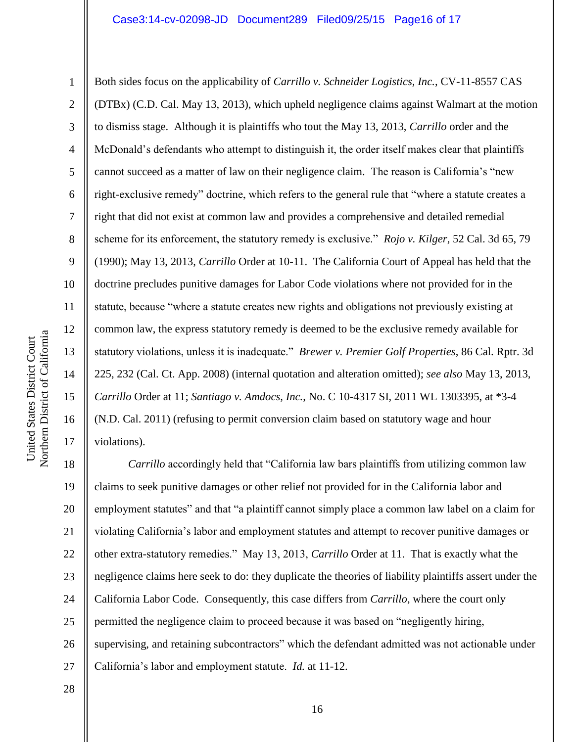Both sides focus on the applicability of *Carrillo v. Schneider Logistics, Inc.*, CV-11-8557 CAS (DTBx) (C.D. Cal. May 13, 2013), which upheld negligence claims against Walmart at the motion to dismiss stage. Although it is plaintiffs who tout the May 13, 2013, *Carrillo* order and the McDonald's defendants who attempt to distinguish it, the order itself makes clear that plaintiffs cannot succeed as a matter of law on their negligence claim. The reason is California's "new right-exclusive remedy" doctrine, which refers to the general rule that "where a statute creates a right that did not exist at common law and provides a comprehensive and detailed remedial scheme for its enforcement, the statutory remedy is exclusive." *Rojo v. Kilger*, 52 Cal. 3d 65, 79 (1990); May 13, 2013, *Carrillo* Order at 10-11. The California Court of Appeal has held that the doctrine precludes punitive damages for Labor Code violations where not provided for in the statute, because "where a statute creates new rights and obligations not previously existing at common law, the express statutory remedy is deemed to be the exclusive remedy available for statutory violations, unless it is inadequate." *Brewer v. Premier Golf Properties*, 86 Cal. Rptr. 3d 225, 232 (Cal. Ct. App. 2008) (internal quotation and alteration omitted); *see also* May 13, 2013, *Carrillo* Order at 11; *Santiago v. Amdocs, Inc.*, No. C 10-4317 SI, 2011 WL 1303395, at *3-4 (N.D. Cal. 2011) (refusing to permit conversion claim based on statutory wage and hour violations).

*Carrillo* accordingly held that "California law bars plaintiffs from utilizing common law claims to seek punitive damages or other relief not provided for in the California labor and employment statutes" and that "a plaintiff cannot simply place a common law label on a claim for violating California's labor and employment statutes and attempt to recover punitive damages or other extra-statutory remedies." May 13, 2013, *Carrillo* Order at 11. That is exactly what the negligence claims here seek to do: they duplicate the theories of liability plaintiffs assert under the California Labor Code. Consequently, this case differs from *Carrillo*, where the court only permitted the negligence claim to proceed because it was based on "negligently hiring, supervising, and retaining subcontractors" which the defendant admitted was not actionable under California's labor and employment statute. *Id.* at 11-12.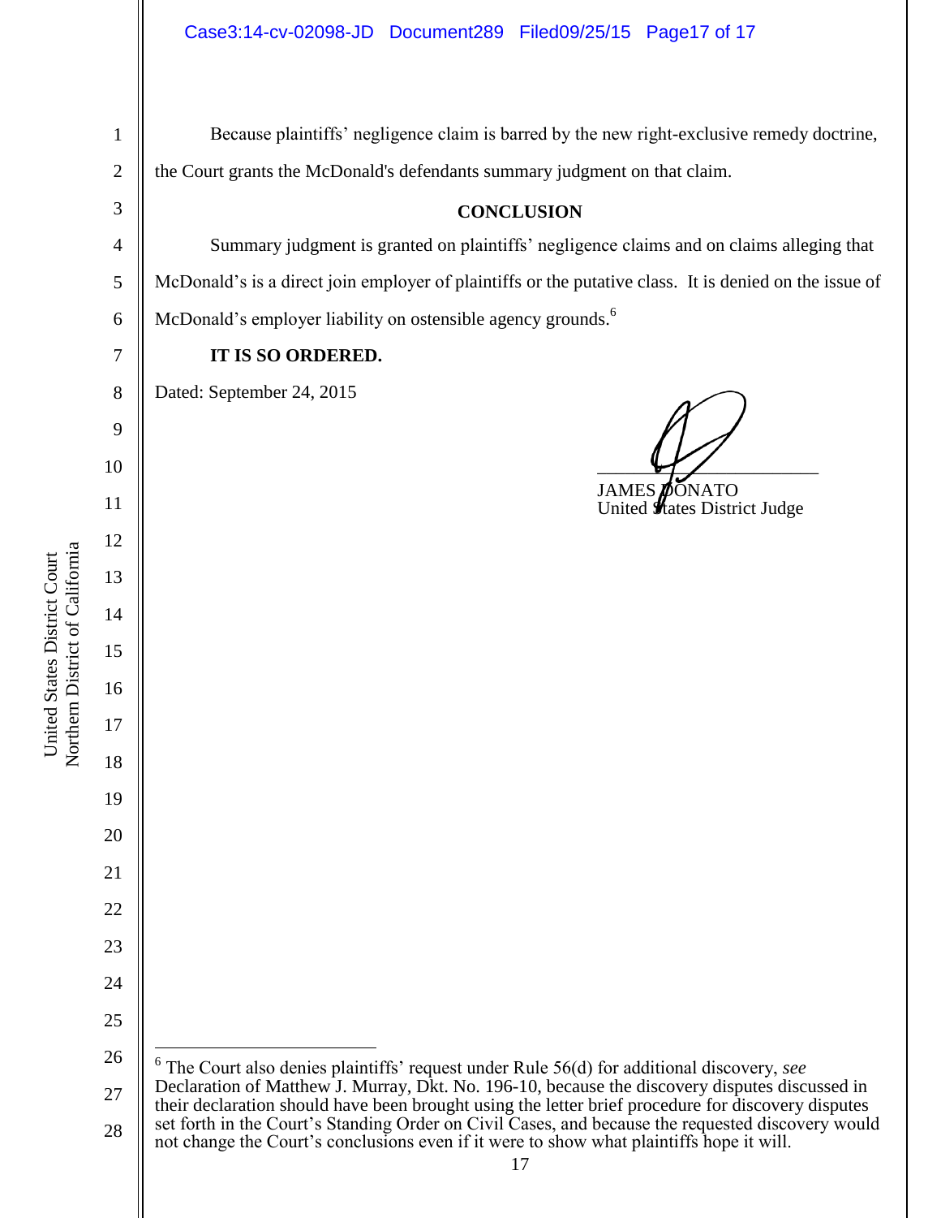Because plaintiffs' negligence claim is barred by the new right-exclusive remedy doctrine, the Court grants the McDonald's defendants summary judgment on that claim.

## CONCLUSION

Summary judgment is granted on plaintiffs' negligence claims and on claims alleging that McDonald's is a direct join employer of plaintiffs or the putative class. It is denied on the issue of McDonald's employer liability on ostensible agency grounds.[6]

**IT IS SO ORDERED.**

Dated: September 24, 2015

JAMES DONATO
United States District Judge

[6] The Court also denies plaintiffs' request under Rule 56(d) for additional discovery, *see* Declaration of Matthew J. Murray, Dkt. No. 196-10, because the discovery disputes discussed in their declaration should have been brought using the letter brief procedure for discovery disputes set forth in the Court's Standing Order on Civil Cases, and because the requested discovery would not change the Court's conclusions even if it were to show what plaintiffs hope it will.